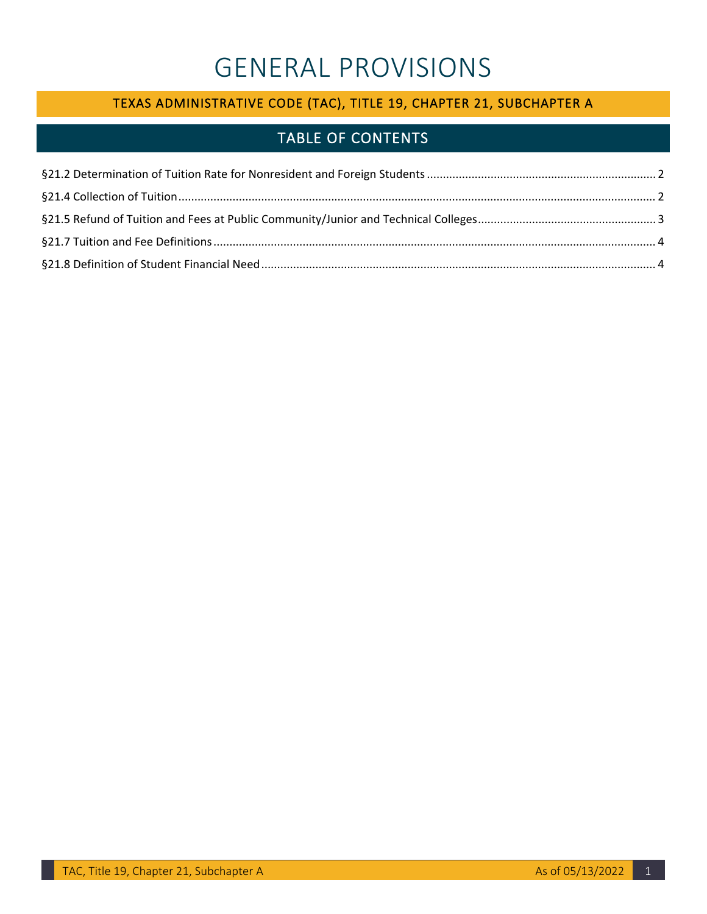# GENERAL PROVISIONS

## TEXAS ADMINISTRATIVE CODE (TAC), TITLE 19, CHAPTER 21, SUBCHAPTER A

## TABLE OF CONTENTS

§21.2 Determination of Tuition Rate for Nonresident and Foreign Students ........ 2

§21.4 Collection of Tuition ........ 2

§21.5 Refund of Tuition and Fees at Public Community/Junior and Technical Colleges ........ 3

§21.7 Tuition and Fee Definitions ........ 4

§21.8 Definition of Student Financial Need ........ 4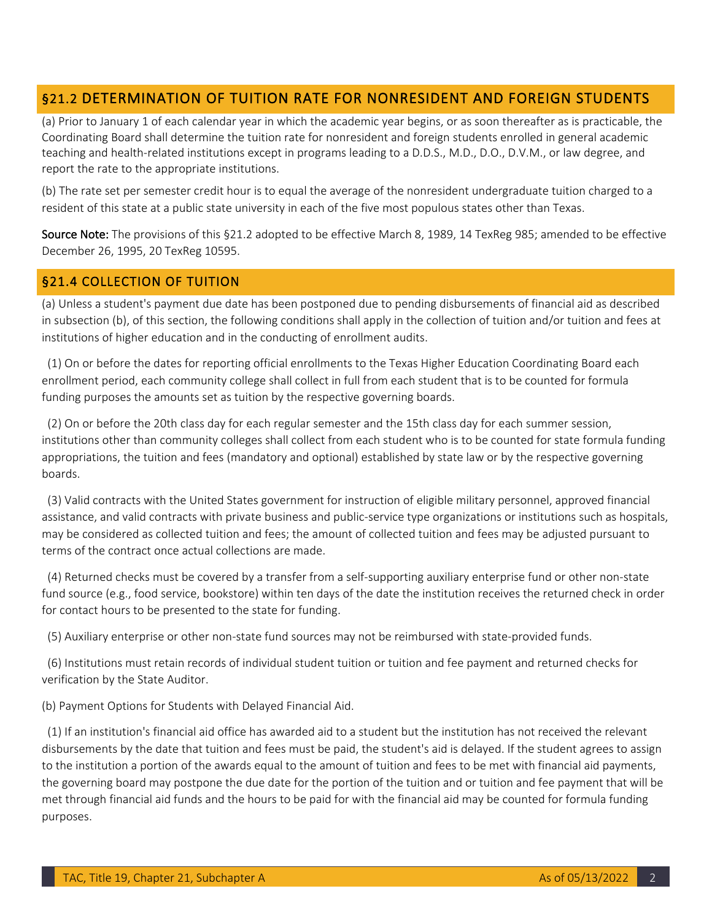## §21.2 DETERMINATION OF TUITION RATE FOR NONRESIDENT AND FOREIGN STUDENTS

(a) Prior to January 1 of each calendar year in which the academic year begins, or as soon thereafter as is practicable, the Coordinating Board shall determine the tuition rate for nonresident and foreign students enrolled in general academic teaching and health-related institutions except in programs leading to a D.D.S., M.D., D.O., D.V.M., or law degree, and report the rate to the appropriate institutions.

(b) The rate set per semester credit hour is to equal the average of the nonresident undergraduate tuition charged to a resident of this state at a public state university in each of the five most populous states other than Texas.

**Source Note:** The provisions of this §21.2 adopted to be effective March 8, 1989, 14 TexReg 985; amended to be effective December 26, 1995, 20 TexReg 10595.

## §21.4 COLLECTION OF TUITION

(a) Unless a student's payment due date has been postponed due to pending disbursements of financial aid as described in subsection (b), of this section, the following conditions shall apply in the collection of tuition and/or tuition and fees at institutions of higher education and in the conducting of enrollment audits.

(1) On or before the dates for reporting official enrollments to the Texas Higher Education Coordinating Board each enrollment period, each community college shall collect in full from each student that is to be counted for formula funding purposes the amounts set as tuition by the respective governing boards.

(2) On or before the 20th class day for each regular semester and the 15th class day for each summer session, institutions other than community colleges shall collect from each student who is to be counted for state formula funding appropriations, the tuition and fees (mandatory and optional) established by state law or by the respective governing boards.

(3) Valid contracts with the United States government for instruction of eligible military personnel, approved financial assistance, and valid contracts with private business and public-service type organizations or institutions such as hospitals, may be considered as collected tuition and fees; the amount of collected tuition and fees may be adjusted pursuant to terms of the contract once actual collections are made.

(4) Returned checks must be covered by a transfer from a self-supporting auxiliary enterprise fund or other non-state fund source (e.g., food service, bookstore) within ten days of the date the institution receives the returned check in order for contact hours to be presented to the state for funding.

(5) Auxiliary enterprise or other non-state fund sources may not be reimbursed with state-provided funds.

(6) Institutions must retain records of individual student tuition or tuition and fee payment and returned checks for verification by the State Auditor.

(b) Payment Options for Students with Delayed Financial Aid.

(1) If an institution's financial aid office has awarded aid to a student but the institution has not received the relevant disbursements by the date that tuition and fees must be paid, the student's aid is delayed. If the student agrees to assign to the institution a portion of the awards equal to the amount of tuition and fees to be met with financial aid payments, the governing board may postpone the due date for the portion of the tuition and or tuition and fee payment that will be met through financial aid funds and the hours to be paid for with the financial aid may be counted for formula funding purposes.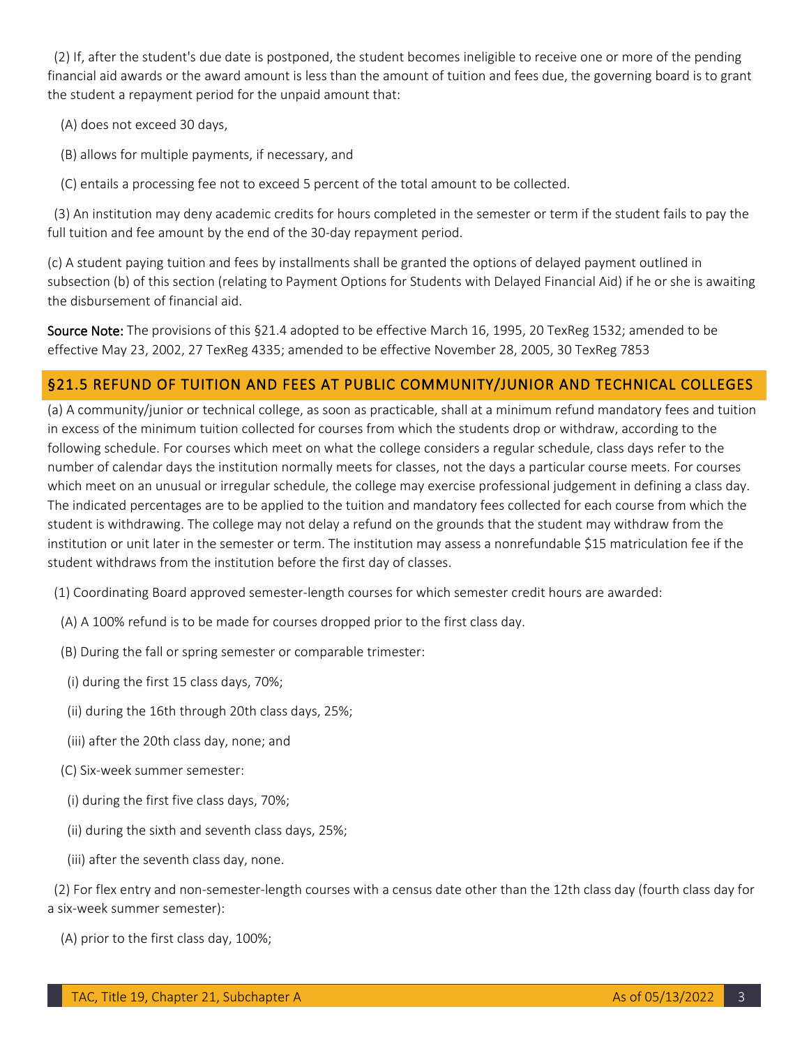(2) If, after the student's due date is postponed, the student becomes ineligible to receive one or more of the pending financial aid awards or the award amount is less than the amount of tuition and fees due, the governing board is to grant the student a repayment period for the unpaid amount that:

(A) does not exceed 30 days,

(B) allows for multiple payments, if necessary, and

(C) entails a processing fee not to exceed 5 percent of the total amount to be collected.

(3) An institution may deny academic credits for hours completed in the semester or term if the student fails to pay the full tuition and fee amount by the end of the 30-day repayment period.

(c) A student paying tuition and fees by installments shall be granted the options of delayed payment outlined in subsection (b) of this section (relating to Payment Options for Students with Delayed Financial Aid) if he or she is awaiting the disbursement of financial aid.

**Source Note:** The provisions of this §21.4 adopted to be effective March 16, 1995, 20 TexReg 1532; amended to be effective May 23, 2002, 27 TexReg 4335; amended to be effective November 28, 2005, 30 TexReg 7853

## §21.5 REFUND OF TUITION AND FEES AT PUBLIC COMMUNITY/JUNIOR AND TECHNICAL COLLEGES

(a) A community/junior or technical college, as soon as practicable, shall at a minimum refund mandatory fees and tuition in excess of the minimum tuition collected for courses from which the students drop or withdraw, according to the following schedule. For courses which meet on what the college considers a regular schedule, class days refer to the number of calendar days the institution normally meets for classes, not the days a particular course meets. For courses which meet on an unusual or irregular schedule, the college may exercise professional judgement in defining a class day. The indicated percentages are to be applied to the tuition and mandatory fees collected for each course from which the student is withdrawing. The college may not delay a refund on the grounds that the student may withdraw from the institution or unit later in the semester or term. The institution may assess a nonrefundable $15 matriculation fee if the student withdraws from the institution before the first day of classes.

(1) Coordinating Board approved semester-length courses for which semester credit hours are awarded:

(A) A 100% refund is to be made for courses dropped prior to the first class day.

(B) During the fall or spring semester or comparable trimester:

(i) during the first 15 class days, 70%;

(ii) during the 16th through 20th class days, 25%;

(iii) after the 20th class day, none; and

(C) Six-week summer semester:

(i) during the first five class days, 70%;

(ii) during the sixth and seventh class days, 25%;

(iii) after the seventh class day, none.

(2) For flex entry and non-semester-length courses with a census date other than the 12th class day (fourth class day for a six-week summer semester):

(A) prior to the first class day, 100%;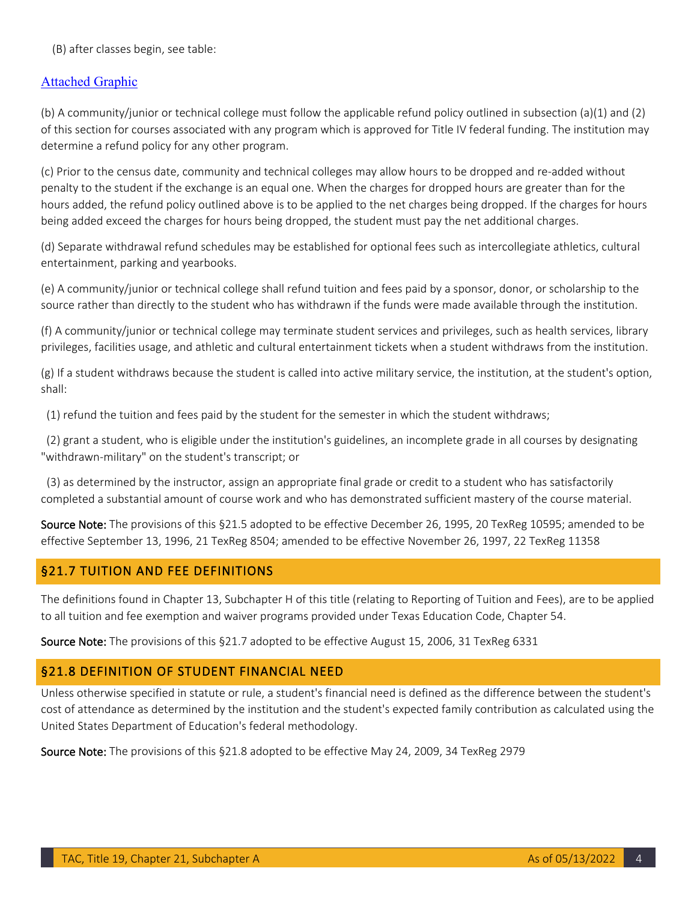(B) after classes begin, see table:

Attached Graphic

(b) A community/junior or technical college must follow the applicable refund policy outlined in subsection (a)(1) and (2) of this section for courses associated with any program which is approved for Title IV federal funding. The institution may determine a refund policy for any other program.

(c) Prior to the census date, community and technical colleges may allow hours to be dropped and re-added without penalty to the student if the exchange is an equal one. When the charges for dropped hours are greater than for the hours added, the refund policy outlined above is to be applied to the net charges being dropped. If the charges for hours being added exceed the charges for hours being dropped, the student must pay the net additional charges.

(d) Separate withdrawal refund schedules may be established for optional fees such as intercollegiate athletics, cultural entertainment, parking and yearbooks.

(e) A community/junior or technical college shall refund tuition and fees paid by a sponsor, donor, or scholarship to the source rather than directly to the student who has withdrawn if the funds were made available through the institution.

(f) A community/junior or technical college may terminate student services and privileges, such as health services, library privileges, facilities usage, and athletic and cultural entertainment tickets when a student withdraws from the institution.

(g) If a student withdraws because the student is called into active military service, the institution, at the student's option, shall:

(1) refund the tuition and fees paid by the student for the semester in which the student withdraws;

(2) grant a student, who is eligible under the institution's guidelines, an incomplete grade in all courses by designating "withdrawn-military" on the student's transcript; or

(3) as determined by the instructor, assign an appropriate final grade or credit to a student who has satisfactorily completed a substantial amount of course work and who has demonstrated sufficient mastery of the course material.

**Source Note:** The provisions of this §21.5 adopted to be effective December 26, 1995, 20 TexReg 10595; amended to be effective September 13, 1996, 21 TexReg 8504; amended to be effective November 26, 1997, 22 TexReg 11358

## §21.7 TUITION AND FEE DEFINITIONS

The definitions found in Chapter 13, Subchapter H of this title (relating to Reporting of Tuition and Fees), are to be applied to all tuition and fee exemption and waiver programs provided under Texas Education Code, Chapter 54.

**Source Note:** The provisions of this §21.7 adopted to be effective August 15, 2006, 31 TexReg 6331

## §21.8 DEFINITION OF STUDENT FINANCIAL NEED

Unless otherwise specified in statute or rule, a student's financial need is defined as the difference between the student's cost of attendance as determined by the institution and the student's expected family contribution as calculated using the United States Department of Education's federal methodology.

**Source Note:** The provisions of this §21.8 adopted to be effective May 24, 2009, 34 TexReg 2979